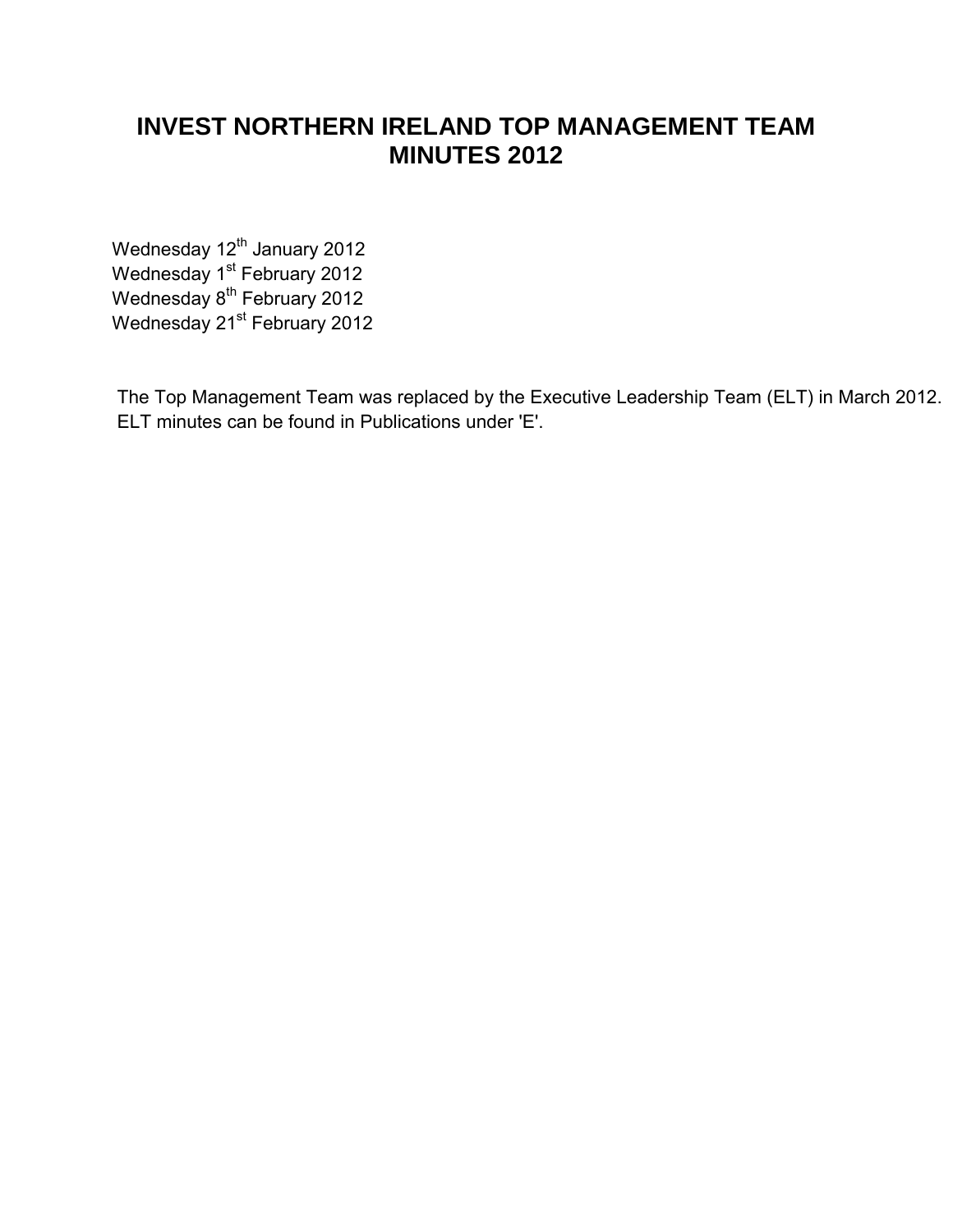# INVEST NORTHERN IRELAND TOP MANAGEMENT TEAM MINUTES 2012

Wednesday 12th January 2012
Wednesday 1st February 2012
Wednesday 8th February 2012
Wednesday 21st February 2012

The Top Management Team was replaced by the Executive Leadership Team (ELT) in March 2012. ELT minutes can be found in Publications under 'E'.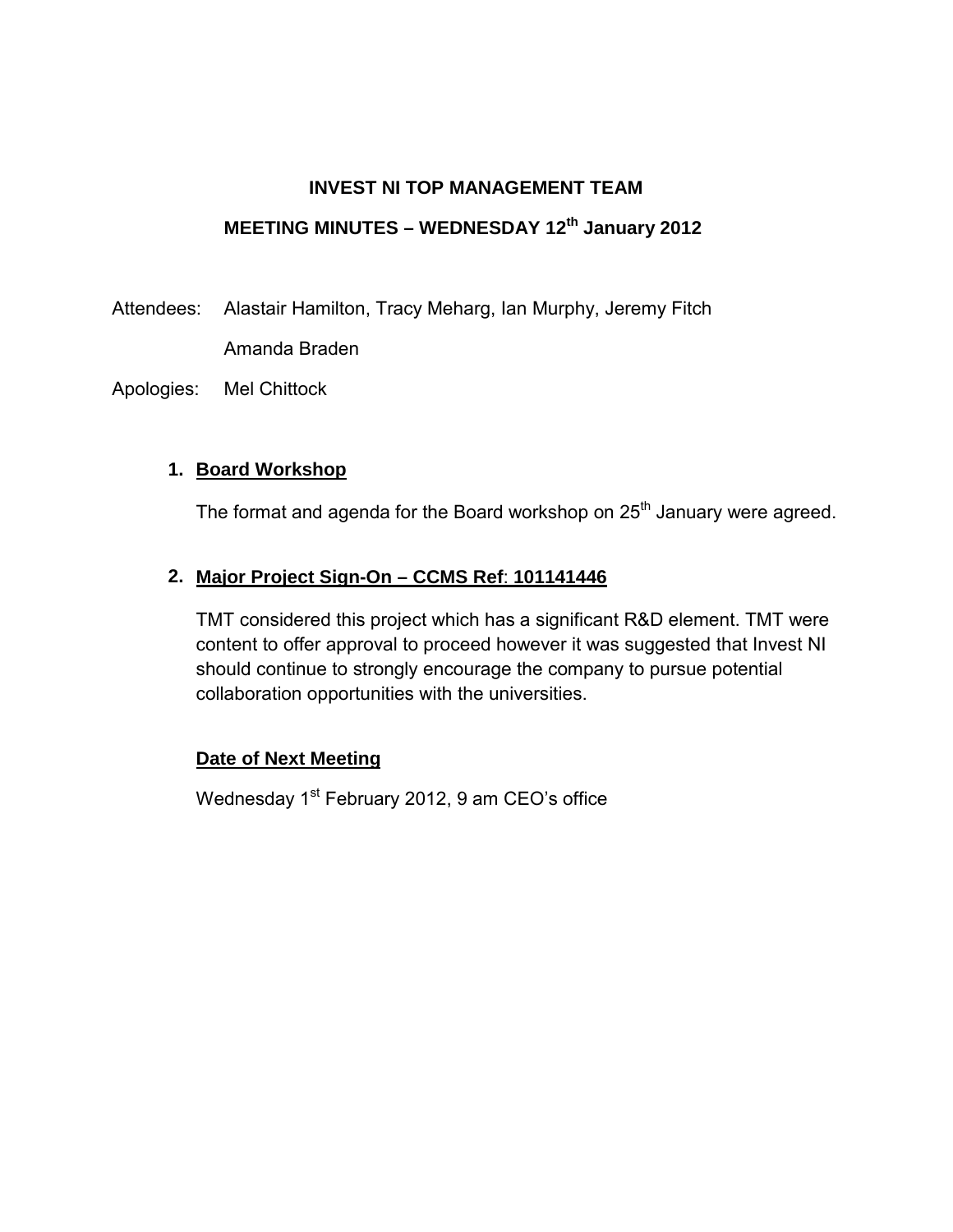**INVEST NI TOP MANAGEMENT TEAM**

**MEETING MINUTES – WEDNESDAY 12th January 2012**

Attendees: Alastair Hamilton, Tracy Meharg, Ian Murphy, Jeremy Fitch
Amanda Braden

Apologies: Mel Chittock

1. **Board Workshop**

   The format and agenda for the Board workshop on 25th January were agreed.

2. **Major Project Sign-On – CCMS Ref: 101141446**

   TMT considered this project which has a significant R&D element. TMT were content to offer approval to proceed however it was suggested that Invest NI should continue to strongly encourage the company to pursue potential collaboration opportunities with the universities.

**Date of Next Meeting**

Wednesday 1st February 2012, 9 am CEO's office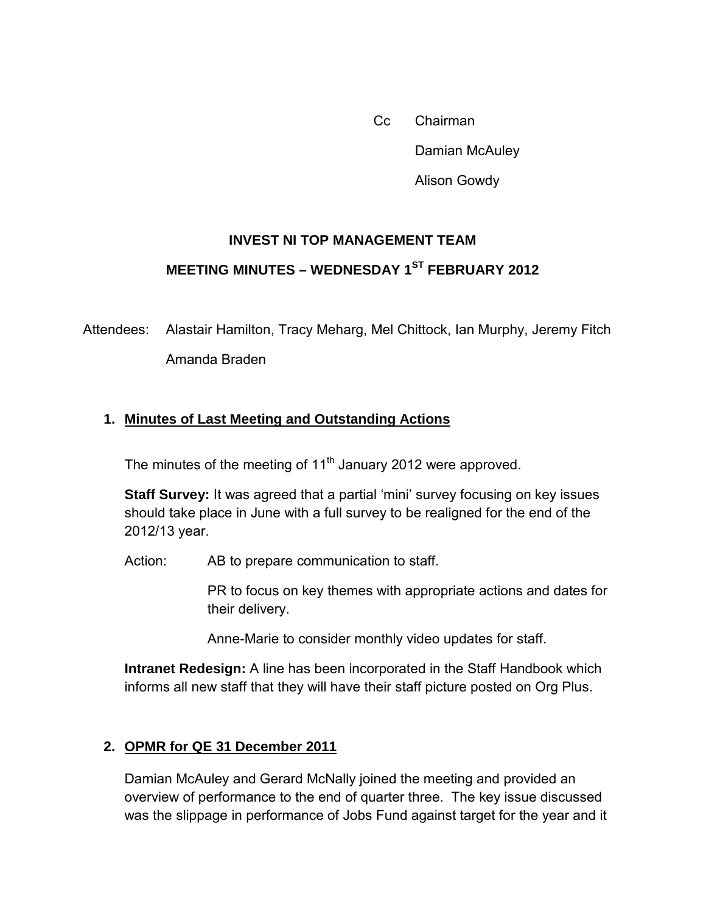Cc Chairman

Damian McAuley

Alison Gowdy

**INVEST NI TOP MANAGEMENT TEAM**

**MEETING MINUTES – WEDNESDAY 1ST FEBRUARY 2012**

Attendees: Alastair Hamilton, Tracy Meharg, Mel Chittock, Ian Murphy, Jeremy Fitch Amanda Braden

## 1. Minutes of Last Meeting and Outstanding Actions

The minutes of the meeting of 11th January 2012 were approved.

**Staff Survey:** It was agreed that a partial 'mini' survey focusing on key issues should take place in June with a full survey to be realigned for the end of the 2012/13 year.

Action: AB to prepare communication to staff.

PR to focus on key themes with appropriate actions and dates for their delivery.

Anne-Marie to consider monthly video updates for staff.

**Intranet Redesign:** A line has been incorporated in the Staff Handbook which informs all new staff that they will have their staff picture posted on Org Plus.

## 2. OPMR for QE 31 December 2011

Damian McAuley and Gerard McNally joined the meeting and provided an overview of performance to the end of quarter three. The key issue discussed was the slippage in performance of Jobs Fund against target for the year and it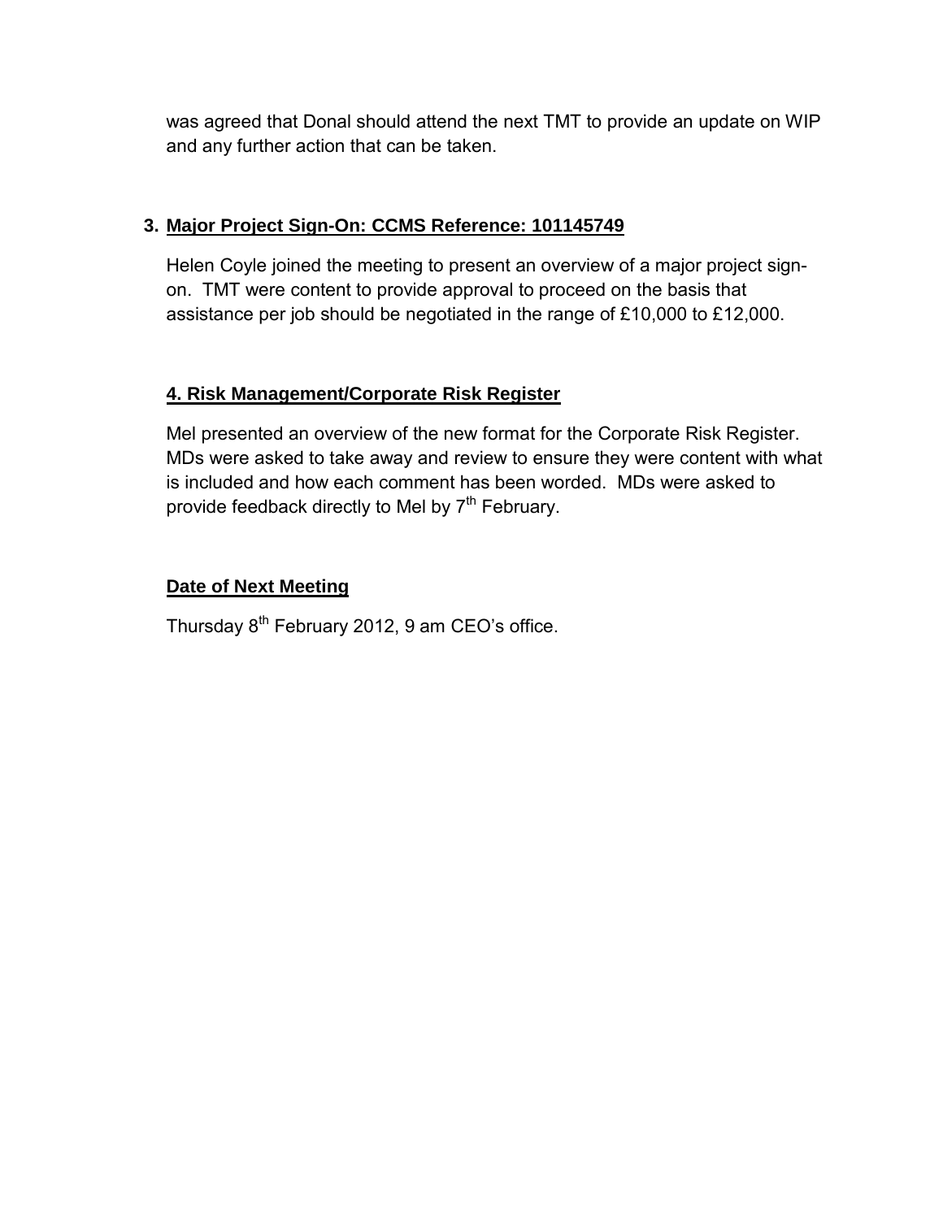was agreed that Donal should attend the next TMT to provide an update on WIP and any further action that can be taken.

## 3. Major Project Sign-On: CCMS Reference: 101145749

Helen Coyle joined the meeting to present an overview of a major project sign-on. TMT were content to provide approval to proceed on the basis that assistance per job should be negotiated in the range of £10,000 to £12,000.

## 4. Risk Management/Corporate Risk Register

Mel presented an overview of the new format for the Corporate Risk Register. MDs were asked to take away and review to ensure they were content with what is included and how each comment has been worded. MDs were asked to provide feedback directly to Mel by 7th February.

## Date of Next Meeting

Thursday 8th February 2012, 9 am CEO's office.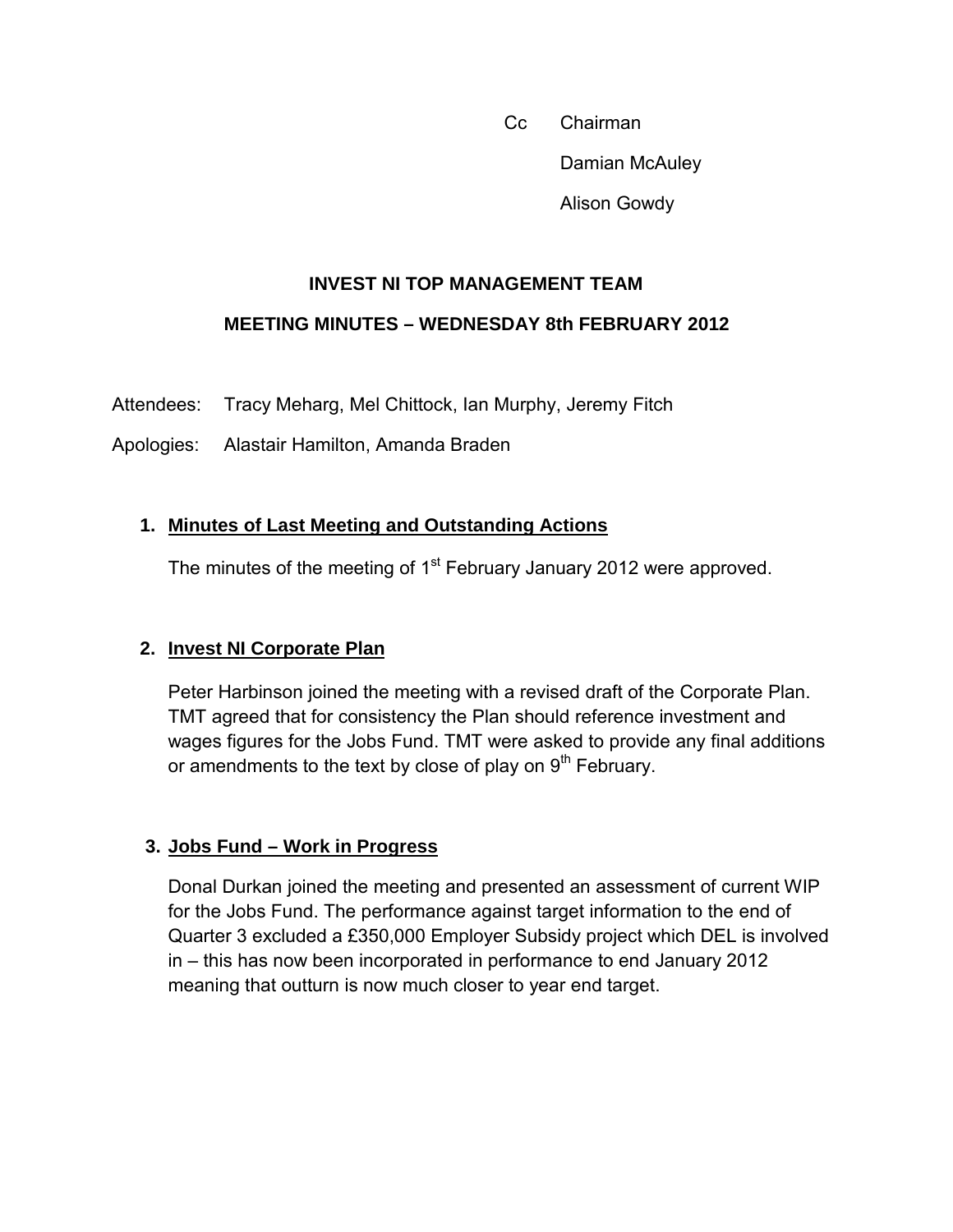Cc Chairman

Damian McAuley

Alison Gowdy

**INVEST NI TOP MANAGEMENT TEAM**

**MEETING MINUTES – WEDNESDAY 8th FEBRUARY 2012**

Attendees: Tracy Meharg, Mel Chittock, Ian Murphy, Jeremy Fitch

Apologies: Alastair Hamilton, Amanda Braden

1. **Minutes of Last Meeting and Outstanding Actions**

   The minutes of the meeting of 1st February January 2012 were approved.

2. **Invest NI Corporate Plan**

   Peter Harbinson joined the meeting with a revised draft of the Corporate Plan. TMT agreed that for consistency the Plan should reference investment and wages figures for the Jobs Fund. TMT were asked to provide any final additions or amendments to the text by close of play on 9th February.

3. **Jobs Fund – Work in Progress**

   Donal Durkan joined the meeting and presented an assessment of current WIP for the Jobs Fund. The performance against target information to the end of Quarter 3 excluded a £350,000 Employer Subsidy project which DEL is involved in – this has now been incorporated in performance to end January 2012 meaning that outturn is now much closer to year end target.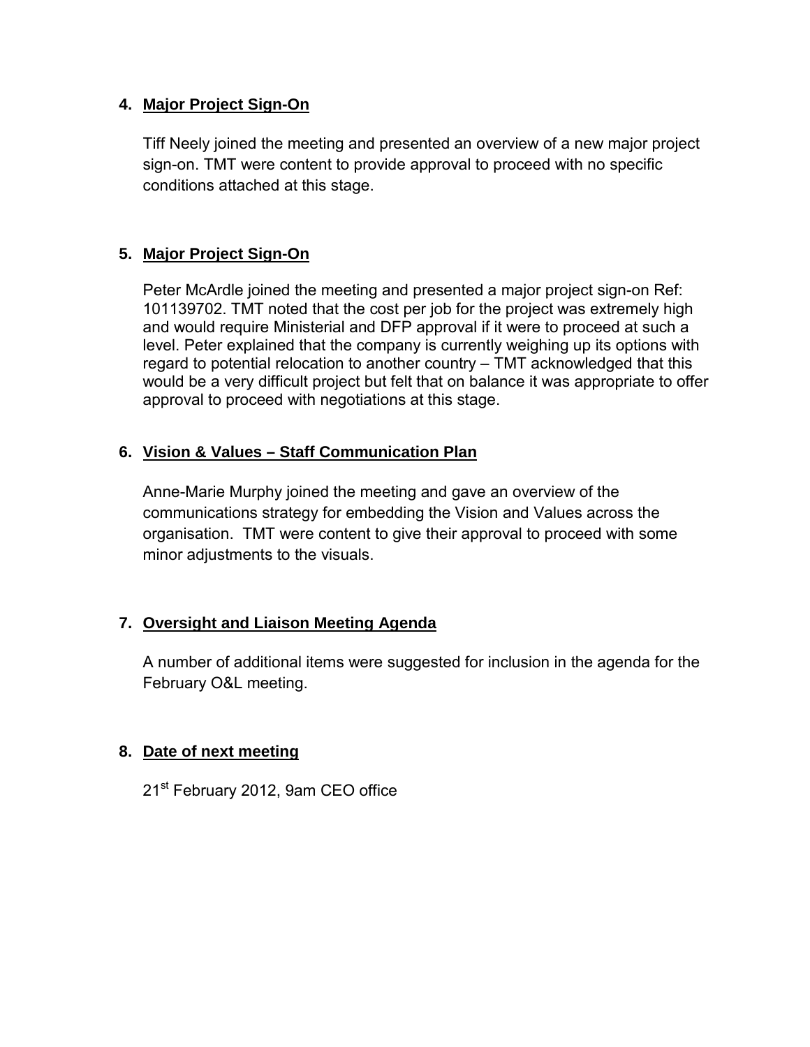## 4. Major Project Sign-On

Tiff Neely joined the meeting and presented an overview of a new major project sign-on. TMT were content to provide approval to proceed with no specific conditions attached at this stage.

## 5. Major Project Sign-On

Peter McArdle joined the meeting and presented a major project sign-on Ref: 101139702. TMT noted that the cost per job for the project was extremely high and would require Ministerial and DFP approval if it were to proceed at such a level. Peter explained that the company is currently weighing up its options with regard to potential relocation to another country – TMT acknowledged that this would be a very difficult project but felt that on balance it was appropriate to offer approval to proceed with negotiations at this stage.

## 6. Vision & Values – Staff Communication Plan

Anne-Marie Murphy joined the meeting and gave an overview of the communications strategy for embedding the Vision and Values across the organisation. TMT were content to give their approval to proceed with some minor adjustments to the visuals.

## 7. Oversight and Liaison Meeting Agenda

A number of additional items were suggested for inclusion in the agenda for the February O&L meeting.

## 8. Date of next meeting

21st February 2012, 9am CEO office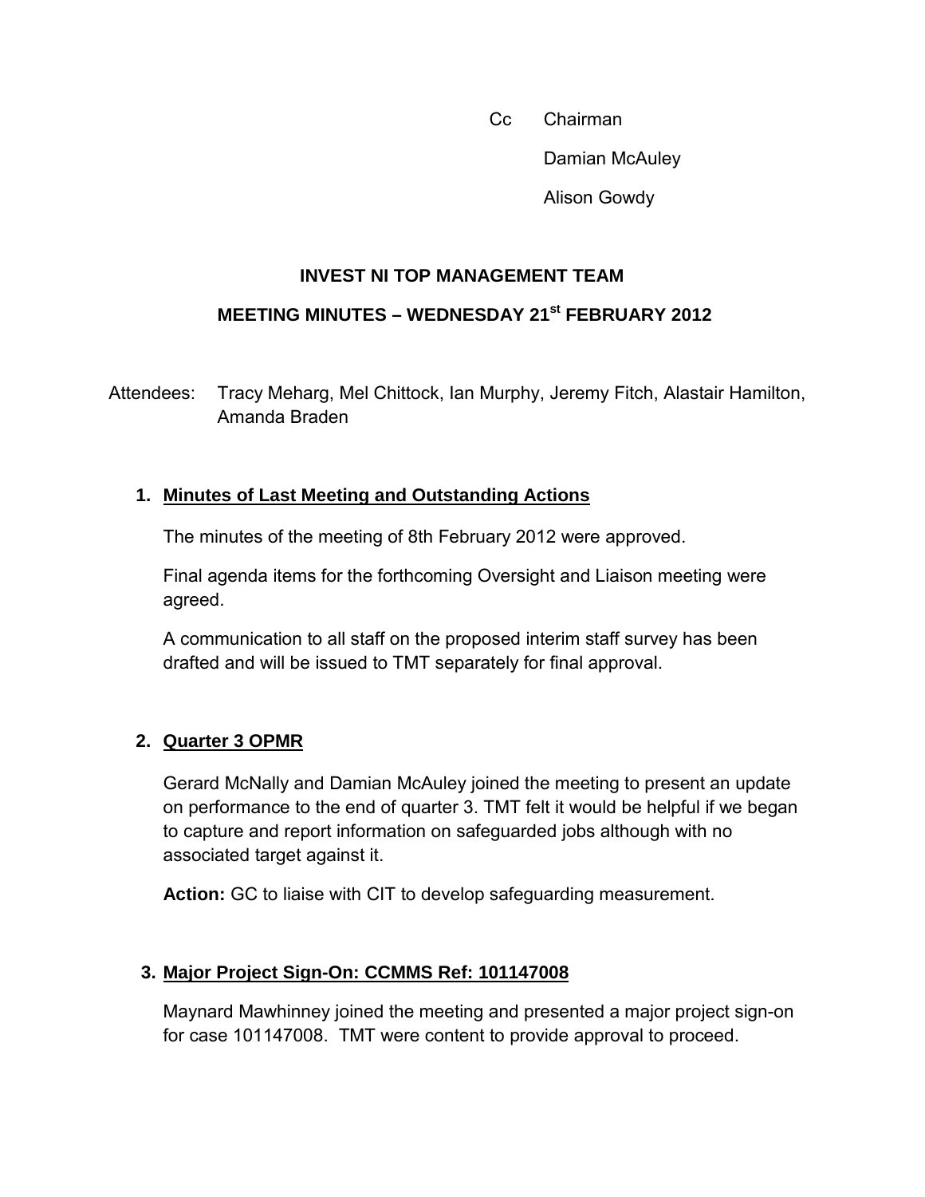Cc Chairman

Damian McAuley

Alison Gowdy

**INVEST NI TOP MANAGEMENT TEAM**

**MEETING MINUTES – WEDNESDAY 21st FEBRUARY 2012**

Attendees: Tracy Meharg, Mel Chittock, Ian Murphy, Jeremy Fitch, Alastair Hamilton, Amanda Braden

1. **Minutes of Last Meeting and Outstanding Actions**

   The minutes of the meeting of 8th February 2012 were approved.

   Final agenda items for the forthcoming Oversight and Liaison meeting were agreed.

   A communication to all staff on the proposed interim staff survey has been drafted and will be issued to TMT separately for final approval.

2. **Quarter 3 OPMR**

   Gerard McNally and Damian McAuley joined the meeting to present an update on performance to the end of quarter 3. TMT felt it would be helpful if we began to capture and report information on safeguarded jobs although with no associated target against it.

   **Action:** GC to liaise with CIT to develop safeguarding measurement.

3. **Major Project Sign-On: CCMMS Ref: 101147008**

   Maynard Mawhinney joined the meeting and presented a major project sign-on for case 101147008. TMT were content to provide approval to proceed.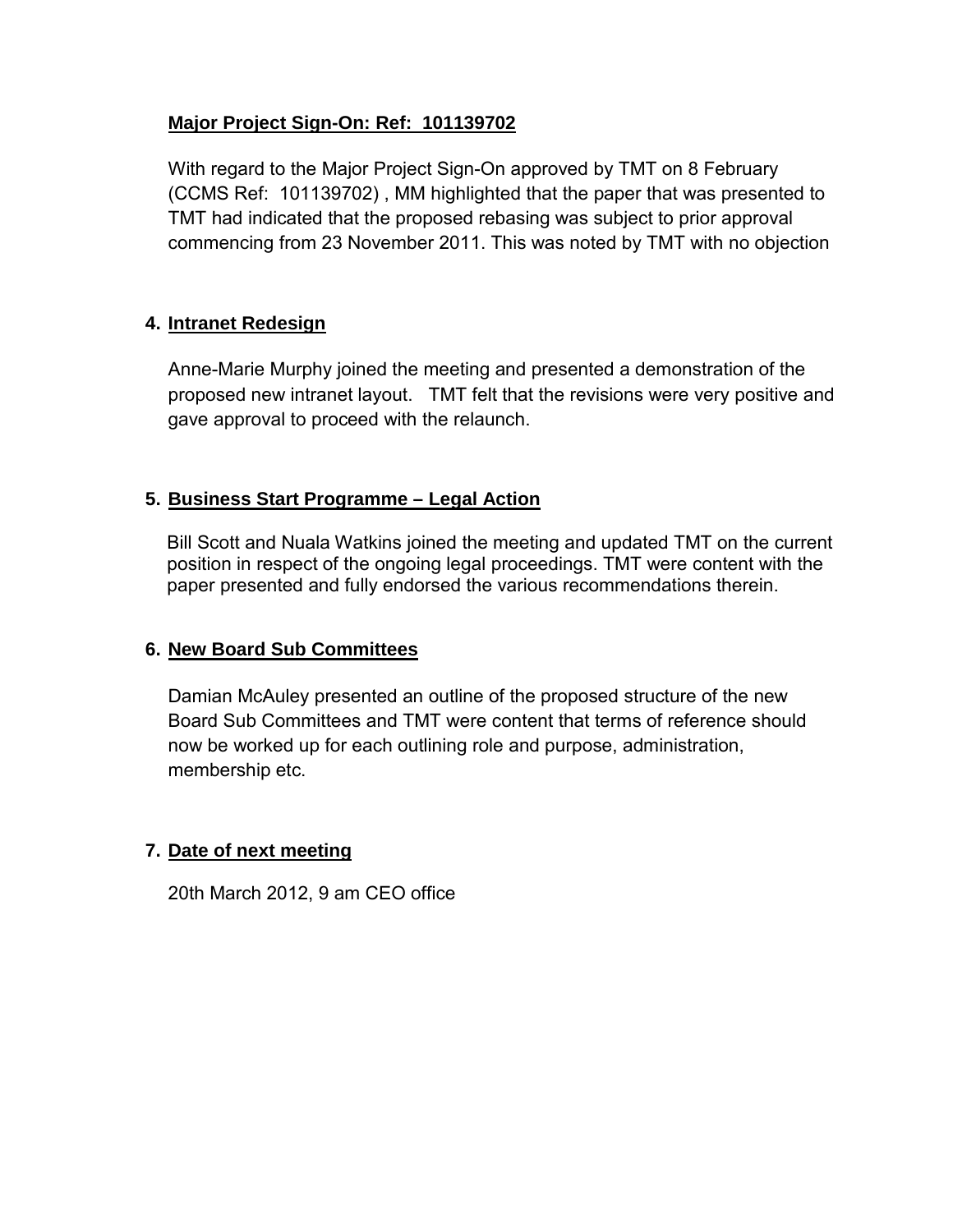**Major Project Sign-On: Ref: 101139702**

With regard to the Major Project Sign-On approved by TMT on 8 February (CCMS Ref: 101139702) , MM highlighted that the paper that was presented to TMT had indicated that the proposed rebasing was subject to prior approval commencing from 23 November 2011. This was noted by TMT with no objection

4. **Intranet Redesign**

Anne-Marie Murphy joined the meeting and presented a demonstration of the proposed new intranet layout. TMT felt that the revisions were very positive and gave approval to proceed with the relaunch.

5. **Business Start Programme – Legal Action**

Bill Scott and Nuala Watkins joined the meeting and updated TMT on the current position in respect of the ongoing legal proceedings. TMT were content with the paper presented and fully endorsed the various recommendations therein.

6. **New Board Sub Committees**

Damian McAuley presented an outline of the proposed structure of the new Board Sub Committees and TMT were content that terms of reference should now be worked up for each outlining role and purpose, administration, membership etc.

7. **Date of next meeting**

20th March 2012, 9 am CEO office